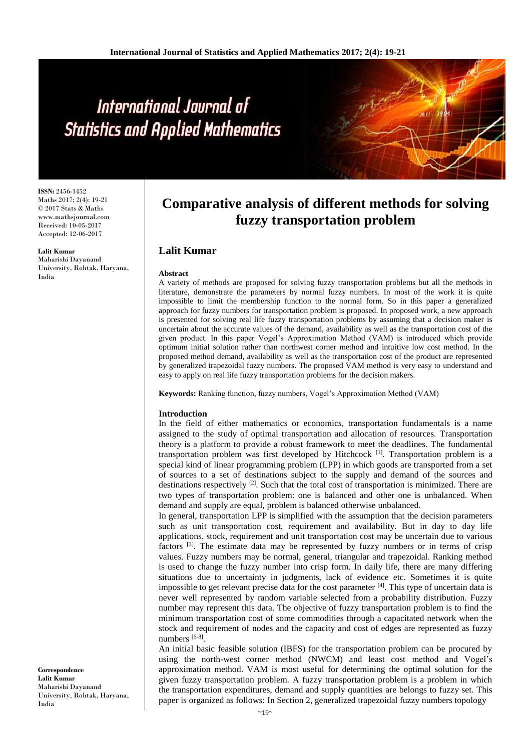# Comparative analysis of different methods for solving fuzzy transportation problem

## Lalit Kumar

**ISSN:** 2456-1452
Maths 2017; 2(4): 19-21
© 2017 Stats & Maths
www.mathsjournal.com
Received: 10-05-2017
Accepted: 12-06-2017

**Lalit Kumar**
Maharishi Dayanand University, Rohtak, Haryana, India

**Correspondence**
**Lalit Kumar**
Maharishi Dayanand University, Rohtak, Haryana, India

### Abstract

A variety of methods are proposed for solving fuzzy transportation problems but all the methods in literature, demonstrate the parameters by normal fuzzy numbers. In most of the work it is quite impossible to limit the membership function to the normal form. So in this paper a generalized approach for fuzzy numbers for transportation problem is proposed. In proposed work, a new approach is presented for solving real life fuzzy transportation problems by assuming that a decision maker is uncertain about the accurate values of the demand, availability as well as the transportation cost of the given product. In this paper Vogel's Approximation Method (VAM) is introduced which provide optimum initial solution rather than northwest corner method and intuitive low cost method. In the proposed method demand, availability as well as the transportation cost of the product are represented by generalized trapezoidal fuzzy numbers. The proposed VAM method is very easy to understand and easy to apply on real life fuzzy transportation problems for the decision makers.

**Keywords:** Ranking function, fuzzy numbers, Vogel's Approximation Method (VAM)

### Introduction

In the field of either mathematics or economics, transportation fundamentals is a name assigned to the study of optimal transportation and allocation of resources. Transportation theory is a platform to provide a robust framework to meet the deadlines. The fundamental transportation problem was first developed by Hitchcock [1]. Transportation problem is a special kind of linear programming problem (LPP) in which goods are transported from a set of sources to a set of destinations subject to the supply and demand of the sources and destinations respectively [2]. Such that the total cost of transportation is minimized. There are two types of transportation problem: one is balanced and other one is unbalanced. When demand and supply are equal, problem is balanced otherwise unbalanced.

In general, transportation LPP is simplified with the assumption that the decision parameters such as unit transportation cost, requirement and availability. But in day to day life applications, stock, requirement and unit transportation cost may be uncertain due to various factors [3]. The estimate data may be represented by fuzzy numbers or in terms of crisp values. Fuzzy numbers may be normal, general, triangular and trapezoidal. Ranking method is used to change the fuzzy number into crisp form. In daily life, there are many differing situations due to uncertainty in judgments, lack of evidence etc. Sometimes it is quite impossible to get relevant precise data for the cost parameter [4]. This type of uncertain data is never well represented by random variable selected from a probability distribution. Fuzzy number may represent this data. The objective of fuzzy transportation problem is to find the minimum transportation cost of some commodities through a capacitated network when the stock and requirement of nodes and the capacity and cost of edges are represented as fuzzy numbers [6-8].

An initial basic feasible solution (IBFS) for the transportation problem can be procured by using the north-west corner method (NWCM) and least cost method and Vogel's approximation method. VAM is most useful for determining the optimal solution for the given fuzzy transportation problem. A fuzzy transportation problem is a problem in which the transportation expenditures, demand and supply quantities are belongs to fuzzy set. This paper is organized as follows: In Section 2, generalized trapezoidal fuzzy numbers topology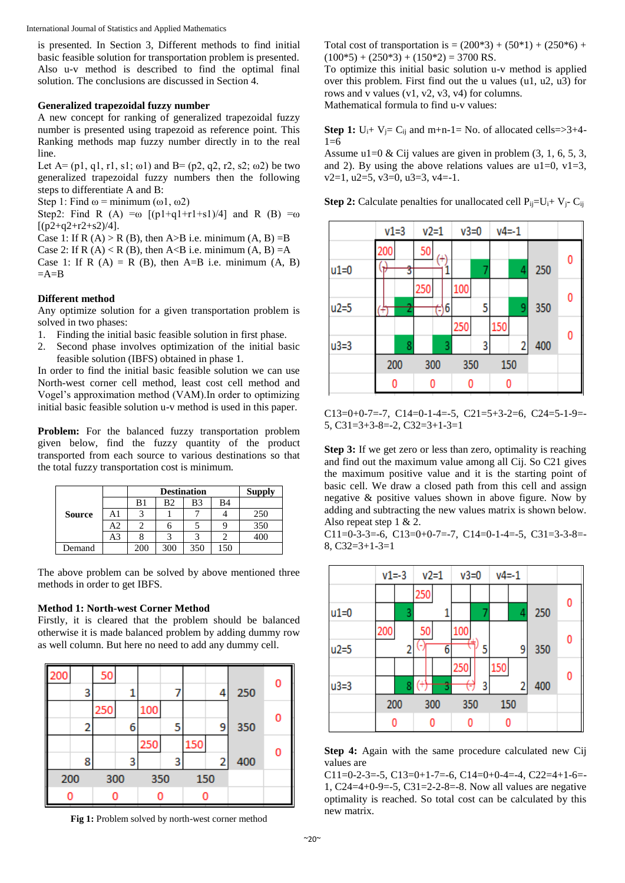is presented. In Section 3, Different methods to find initial basic feasible solution for transportation problem is presented. Also u-v method is described to find the optimal final solution. The conclusions are discussed in Section 4.

### Generalized trapezoidal fuzzy number

A new concept for ranking of generalized trapezoidal fuzzy number is presented using trapezoid as reference point. This Ranking methods map fuzzy number directly in to the real line.

Let A= (p1, q1, r1, s1; ω1) and B= (p2, q2, r2, s2; ω2) be two generalized trapezoidal fuzzy numbers then the following steps to differentiate A and B:

Step 1: Find ω = minimum (ω1, ω2)

Step2: Find R (A) =ω [(p1+q1+r1+s1)/4] and R (B) =ω [(p2+q2+r2+s2)/4].

Case 1: If R (A) > R (B), then A>B i.e. minimum (A, B) =B

Case 2: If R (A) < R (B), then A<B i.e. minimum (A, B) =A

Case 1: If R (A) = R (B), then A=B i.e. minimum (A, B) =A=B

### Different method

Any optimize solution for a given transportation problem is solved in two phases:

1. Finding the initial basic feasible solution in first phase.
2. Second phase involves optimization of the initial basic feasible solution (IBFS) obtained in phase 1.

In order to find the initial basic feasible solution we can use North-west corner cell method, least cost cell method and Vogel's approximation method (VAM).In order to optimizing initial basic feasible solution u-v method is used in this paper.

**Problem:** For the balanced fuzzy transportation problem given below, find the fuzzy quantity of the product transported from each source to various destinations so that the total fuzzy transportation cost is minimum.

| | | Destination | | | | Supply |
|---|---|---|---|---|---|---|
| | | B1 | B2 | B3 | B4 | |
| Source | A1 | 3 | 1 | 7 | 4 | 250 |
| | A2 | 2 | 6 | 5 | 9 | 350 |
| | A3 | 8 | 3 | 3 | 2 | 400 |
| Demand | | 200 | 300 | 350 | 150 | |

The above problem can be solved by above mentioned three methods in order to get IBFS.

### Method 1: North-West Corner Method

Firstly, it is cleared that the problem should be balanced otherwise it is made balanced problem by adding dummy row as well column. But here no need to add any dummy cell.

| | | | | | |
|---|---|---|---|---|---|
| 200 / 3 | 50 / 1 | 7 | 4 | 250 | 0 |
| 2 | 250 / 6 | 100 / 5 | 9 | 350 | 0 |
| 8 | 3 | 250 / 3 | 150 / 2 | 400 | 0 |
| 200 | 300 | 350 | 150 | | |
| 0 | 0 | 0 | 0 | | |

**Fig 1:** Problem solved by north-west corner method

Total cost of transportation is = (200\*3) + (50\*1) + (250\*6) + (100\*5) + (250\*3) + (150\*2) = 3700 RS.

To optimize this initial basic solution u-v method is applied over this problem. First find out the u values (u1, u2, u3) for rows and v values (v1, v2, v3, v4) for columns.

Mathematical formula to find u-v values:

**Step 1:** $U_i + V_j = C_{ij}$ and m+n-1= No. of allocated cells=>3+4-1=6

Assume u1=0 & Cij values are given in problem (3, 1, 6, 5, 3, and 2). By using the above relations values are u1=0, v1=3, v2=1, u2=5, v3=0, u3=3, v4=-1.

**Step 2:** Calculate penalties for unallocated cell $P_{ij}=U_i+ V_j- C_{ij}$

| | v1=3 | v2=1 | v3=0 | v4=-1 | | |
|---|---|---|---|---|---|---|
| u1=0 | 200 (-) / 3 | 50 (+) / 1 | 7 | 4 | 250 | 0 |
| u2=5 | (+) / 2 | 250 (-) / 6 | 100 / 5 | 9 | 350 | 0 |
| u3=3 | 8 | 3 | 250 / 3 | 150 / 2 | 400 | 0 |
| | 200 | 300 | 350 | 150 | | |
| | 0 | 0 | 0 | 0 | | |

C13=0+0-7=-7, C14=0-1-4=-5, C21=5+3-2=6, C24=5-1-9=-5, C31=3+3-8=-2, C32=3+1-3=1

**Step 3:** If we get zero or less than zero, optimality is reaching and find out the maximum value among all Cij. So C21 gives the maximum positive value and it is the starting point of basic cell. We draw a closed path from this cell and assign negative & positive values shown in above figure. Now by adding and subtracting the new values matrix is shown below. Also repeat step 1 & 2.

C11=0-3-3=-6, C13=0+0-7=-7, C14=0-1-4=-5, C31=3-3-8=-8, C32=3+1-3=1

| | v1=-3 | v2=1 | v3=0 | v4=-1 | | |
|---|---|---|---|---|---|---|
| u1=0 | 3 | 250 / 1 | 7 | 4 | 250 | 0 |
| u2=5 | 200 / 2 | 50 (-) / 6 | 100 (+) / 5 | 9 | 350 | 0 |
| u3=3 | 8 | (+) / 3 | 250 (-) / 3 | 150 / 2 | 400 | 0 |
| | 200 | 300 | 350 | 150 | | |
| | 0 | 0 | 0 | 0 | | |

**Step 4:** Again with the same procedure calculated new Cij values are

C11=0-2-3=-5, C13=0+1-7=-6, C14=0+0-4=-4, C22=4+1-6=-1, C24=4+0-9=-5, C31=2-2-8=-8. Now all values are negative optimality is reached. So total cost can be calculated by this new matrix.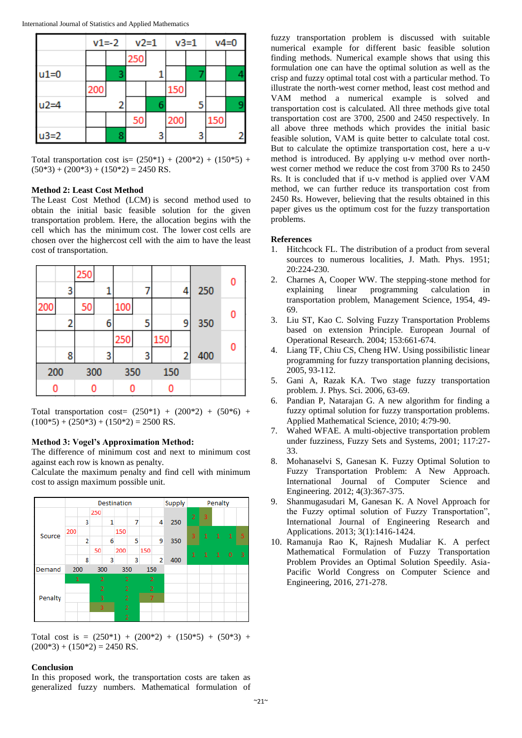|  | v1=-2 | v2=1 | v3=1 | v4=0 |
|---|---|---|---|---|
| u1=0 | 3 | 250<br>1 | 7 | 4 |
| u2=4 | 200<br>2 | 6 | 150<br>5 | 9 |
| u3=2 | 8 | 50<br>3 | 200<br>3 | 150<br>2 |

Total transportation cost is= (250*1) + (200*2) + (150*5) + (50*3) + (200*3) + (150*2) = 2450 RS.

**Method 2: Least Cost Method**

The Least Cost Method (LCM) is second method used to obtain the initial basic feasible solution for the given transportation problem. Here, the allocation begins with the cell which has the minimum cost. The lower cost cells are chosen over the highercost cell with the aim to have the least cost of transportation.

|  |  |  |  | Supply |  |
|---|---|---|---|---|---|
| 3 | 250<br>1 | 7 | 4 | 250 | 0 |
| 200<br>2 | 50<br>6 | 100<br>5 | 9 | 350 | 0 |
| 8 | 3 | 250<br>3 | 150<br>2 | 400 | 0 |
| 200 | 300 | 350 | 150 |  |  |
| 0 | 0 | 0 | 0 |  |  |

Total transportation cost= (250*1) + (200*2) + (50*6) + (100*5) + (250*3) + (150*2) = 2500 RS.

**Method 3: Vogel's Approximation Method:**

The difference of minimum cost and next to minimum cost against each row is known as penalty.

Calculate the maximum penalty and find cell with minimum cost to assign maximum possible unit.

|  | Destination |  |  |  | Supply | Penalty |  |  |  |  |
|---|---|---|---|---|---|---|---|---|---|---|
| Source | 3 | 250<br>1 | 7 | 4 | 250 | 2 | 3 |  |  |  |
|  | 200<br>2 | 6 | 150<br>5 | 9 | 350 | 3 | 1 | 1 | 1 | 5 |
|  | 8 | 50<br>3 | 200<br>3 | 150<br>2 | 400 | 1 | 1 | 1 | 0 | 3 |
| Demand | 200 | 300 | 350 | 150 |  |  |  |  |  |  |
| Penalty | 1 | 2 | 2 | 2 |  |  |  |  |  |  |
|  |  | 2 | 2 | 2 |  |  |  |  |  |  |
|  |  | 3 | 2 | 7 |  |  |  |  |  |  |
|  |  | 3 | 2 |  |  |  |  |  |  |  |
|  |  |  | 2 |  |  |  |  |  |  |  |

Total cost is = (250*1) + (200*2) + (150*5) + (50*3) + (200*3) + (150*2) = 2450 RS.

**Conclusion**

In this proposed work, the transportation costs are taken as generalized fuzzy numbers. Mathematical formulation of fuzzy transportation problem is discussed with suitable numerical example for different basic feasible solution finding methods. Numerical example shows that using this formulation one can have the optimal solution as well as the crisp and fuzzy optimal total cost with a particular method. To illustrate the north-west corner method, least cost method and VAM method a numerical example is solved and transportation cost is calculated. All three methods give total transportation cost are 3700, 2500 and 2450 respectively. In all above three methods which provides the initial basic feasible solution, VAM is quite better to calculate total cost. But to calculate the optimize transportation cost, here a u-v method is introduced. By applying u-v method over north-west corner method we reduce the cost from 3700 Rs to 2450 Rs. It is concluded that if u-v method is applied over VAM method, we can further reduce its transportation cost from 2450 Rs. However, believing that the results obtained in this paper gives us the optimum cost for the fuzzy transportation problems.

**References**

1. Hitchcock FL. The distribution of a product from several sources to numerous localities, J. Math. Phys. 1951; 20:224-230.
2. Charnes A, Cooper WW. The stepping-stone method for explaining linear programming calculation in transportation problem, Management Science, 1954, 49-69.
3. Liu ST, Kao C. Solving Fuzzy Transportation Problems based on extension Principle. European Journal of Operational Research. 2004; 153:661-674.
4. Liang TF, Chiu CS, Cheng HW. Using possibilistic linear programming for fuzzy transportation planning decisions, 2005, 93-112.
5. Gani A, Razak KA. Two stage fuzzy transportation problem. J. Phys. Sci. 2006, 63-69.
6. Pandian P, Natarajan G. A new algorithm for finding a fuzzy optimal solution for fuzzy transportation problems. Applied Mathematical Science, 2010; 4:79-90.
7. Wahed WFAE. A multi-objective transportation problem under fuzziness, Fuzzy Sets and Systems, 2001; 117:27-33.
8. Mohanaselvi S, Ganesan K. Fuzzy Optimal Solution to Fuzzy Transportation Problem: A New Approach. International Journal of Computer Science and Engineering. 2012; 4(3):367-375.
9. Shanmugasudari M, Ganesan K. A Novel Approach for the Fuzzy optimal solution of Fuzzy Transportation", International Journal of Engineering Research and Applications. 2013; 3(1):1416-1424.
10. Ramanuja Rao K, Rajnesh Mudaliar K. A perfect Mathematical Formulation of Fuzzy Transportation Problem Provides an Optimal Solution Speedily. Asia-Pacific World Congress on Computer Science and Engineering, 2016, 271-278.